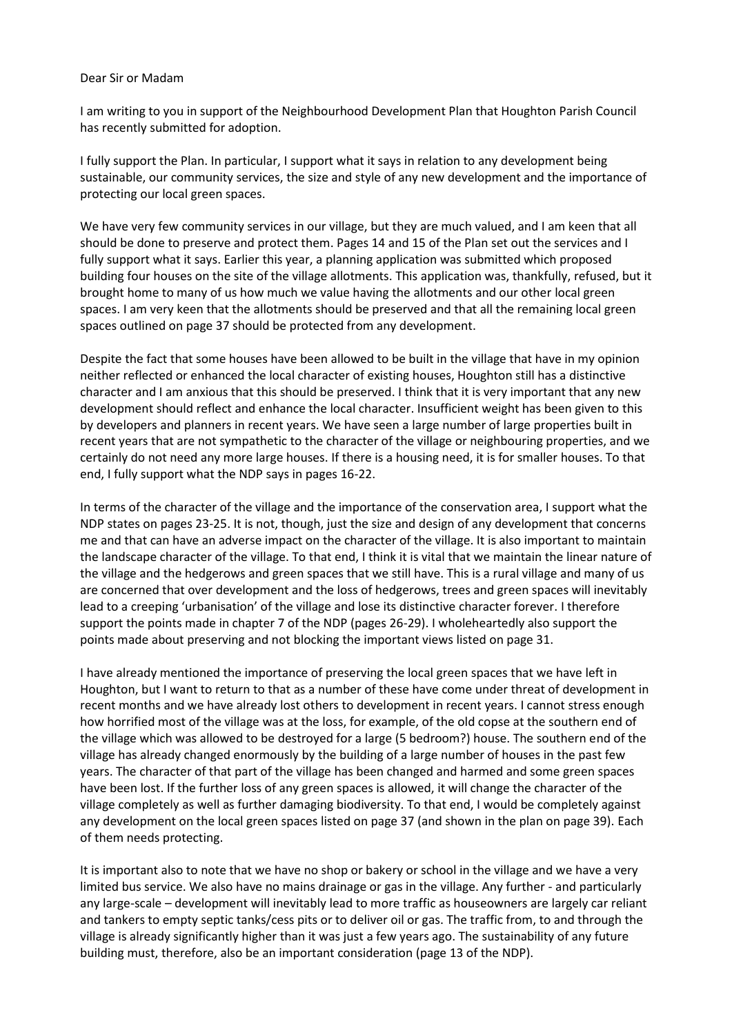Dear Sir or Madam

I am writing to you in support of the Neighbourhood Development Plan that Houghton Parish Council has recently submitted for adoption.

I fully support the Plan. In particular, I support what it says in relation to any development being sustainable, our community services, the size and style of any new development and the importance of protecting our local green spaces.

We have very few community services in our village, but they are much valued, and I am keen that all should be done to preserve and protect them. Pages 14 and 15 of the Plan set out the services and I fully support what it says. Earlier this year, a planning application was submitted which proposed building four houses on the site of the village allotments. This application was, thankfully, refused, but it brought home to many of us how much we value having the allotments and our other local green spaces. I am very keen that the allotments should be preserved and that all the remaining local green spaces outlined on page 37 should be protected from any development.

Despite the fact that some houses have been allowed to be built in the village that have in my opinion neither reflected or enhanced the local character of existing houses, Houghton still has a distinctive character and I am anxious that this should be preserved. I think that it is very important that any new development should reflect and enhance the local character. Insufficient weight has been given to this by developers and planners in recent years. We have seen a large number of large properties built in recent years that are not sympathetic to the character of the village or neighbouring properties, and we certainly do not need any more large houses. If there is a housing need, it is for smaller houses. To that end, I fully support what the NDP says in pages 16-22.

In terms of the character of the village and the importance of the conservation area, I support what the NDP states on pages 23-25. It is not, though, just the size and design of any development that concerns me and that can have an adverse impact on the character of the village. It is also important to maintain the landscape character of the village. To that end, I think it is vital that we maintain the linear nature of the village and the hedgerows and green spaces that we still have. This is a rural village and many of us are concerned that over development and the loss of hedgerows, trees and green spaces will inevitably lead to a creeping 'urbanisation' of the village and lose its distinctive character forever. I therefore support the points made in chapter 7 of the NDP (pages 26-29). I wholeheartedly also support the points made about preserving and not blocking the important views listed on page 31.

I have already mentioned the importance of preserving the local green spaces that we have left in Houghton, but I want to return to that as a number of these have come under threat of development in recent months and we have already lost others to development in recent years. I cannot stress enough how horrified most of the village was at the loss, for example, of the old copse at the southern end of the village which was allowed to be destroyed for a large (5 bedroom?) house. The southern end of the village has already changed enormously by the building of a large number of houses in the past few years. The character of that part of the village has been changed and harmed and some green spaces have been lost. If the further loss of any green spaces is allowed, it will change the character of the village completely as well as further damaging biodiversity. To that end, I would be completely against any development on the local green spaces listed on page 37 (and shown in the plan on page 39). Each of them needs protecting.

It is important also to note that we have no shop or bakery or school in the village and we have a very limited bus service. We also have no mains drainage or gas in the village. Any further - and particularly any large-scale – development will inevitably lead to more traffic as houseowners are largely car reliant and tankers to empty septic tanks/cess pits or to deliver oil or gas. The traffic from, to and through the village is already significantly higher than it was just a few years ago. The sustainability of any future building must, therefore, also be an important consideration (page 13 of the NDP).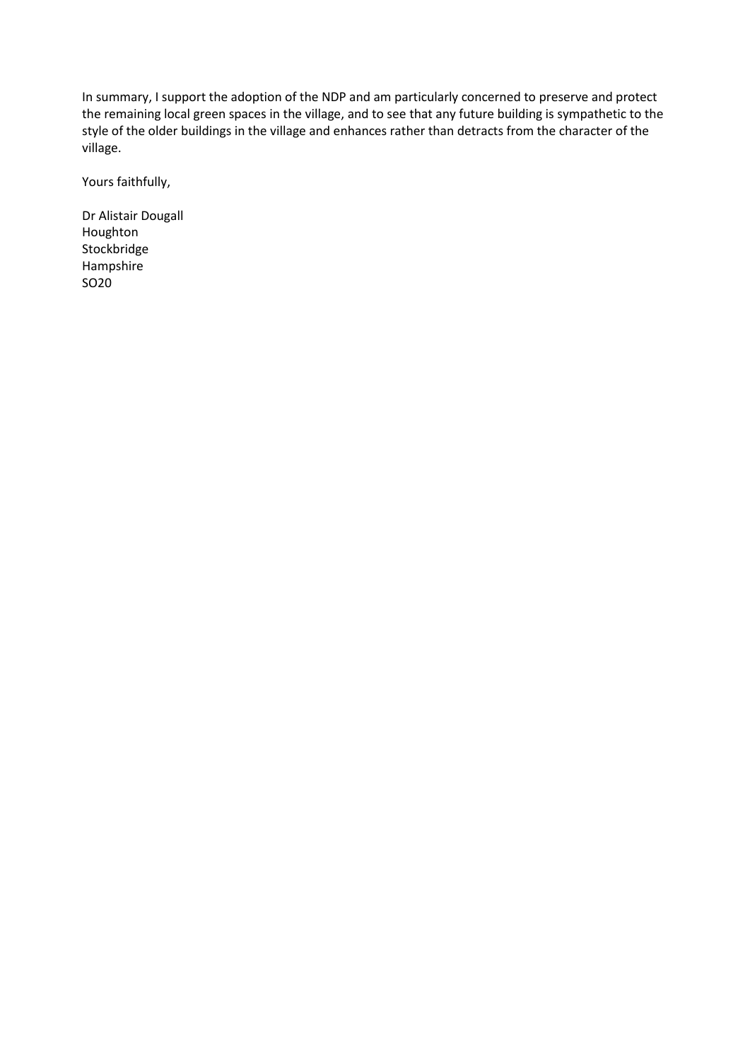In summary, I support the adoption of the NDP and am particularly concerned to preserve and protect the remaining local green spaces in the village, and to see that any future building is sympathetic to the style of the older buildings in the village and enhances rather than detracts from the character of the village.

Yours faithfully,

Dr Alistair Dougall  
Houghton  
Stockbridge  
Hampshire  
SO20